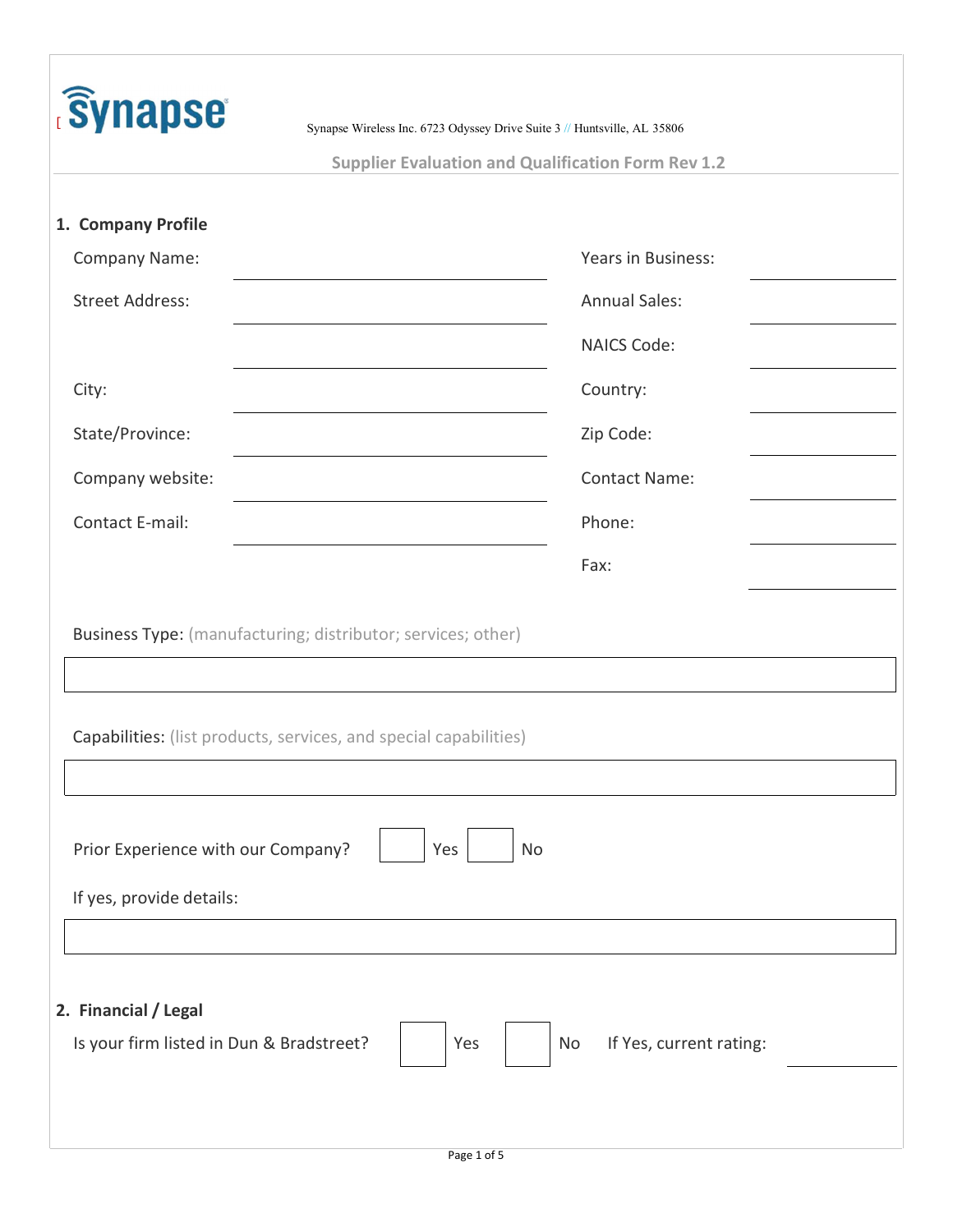Synapse Wireless Inc. 6723 Odyssey Drive Suite 3 // Huntsville, AL 35806

**Supplier Evaluation and Qualification Form Rev 1.2**

## 1. Company Profile

| | | | |
|---|---|---|---|
| Company Name: | | Years in Business: | |
| Street Address: | | Annual Sales: | |
| | | NAICS Code: | |
| City: | | Country: | |
| State/Province: | | Zip Code: | |
| Company website: | | Contact Name: | |
| Contact E-mail: | | Phone: | |
| | | Fax: | |

Business Type: (manufacturing; distributor; services; other)

Capabilities: (list products, services, and special capabilities)

Prior Experience with our Company? ☐ Yes ☐ No

If yes, provide details:

## 2. Financial / Legal

Is your firm listed in Dun & Bradstreet? ☐ Yes ☐ No If Yes, current rating: ____________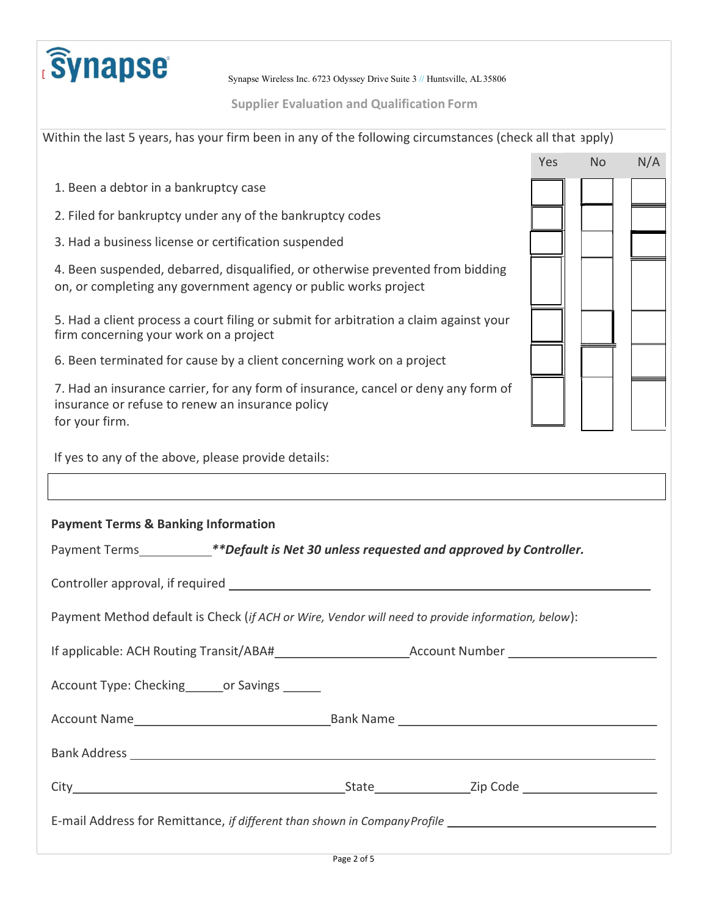Synapse Wireless Inc. 6723 Odyssey Drive Suite 3 // Huntsville, AL 35806

## Supplier Evaluation and Qualification Form

Within the last 5 years, has your firm been in any of the following circumstances (check all that apply)

| | Yes | No | N/A |
|---|---|---|---|
| 1. Been a debtor in a bankruptcy case | | | |
| 2. Filed for bankruptcy under any of the bankruptcy codes | | | |
| 3. Had a business license or certification suspended | | | |
| 4. Been suspended, debarred, disqualified, or otherwise prevented from bidding on, or completing any government agency or public works project | | | |
| 5. Had a client process a court filing or submit for arbitration a claim against your firm concerning your work on a project | | | |
| 6. Been terminated for cause by a client concerning work on a project | | | |
| 7. Had an insurance carrier, for any form of insurance, cancel or deny any form of insurance or refuse to renew an insurance policy for your firm. | | | |

If yes to any of the above, please provide details:

**Payment Terms & Banking Information**

Payment Terms__________ ***\*\*Default is Net 30 unless requested and approved by Controller.***

Controller approval, if required ______________________________

Payment Method default is Check (*if ACH or Wire, Vendor will need to provide information, below*):

If applicable: ACH Routing Transit/ABA#__________________ Account Number __________________

Account Type: Checking______or Savings ______

Account Name__________________________ Bank Name __________________________

Bank Address ______________________________

City______________________________ State____________ Zip Code ________________

E-mail Address for Remittance, *if different than shown in Company Profile* ______________________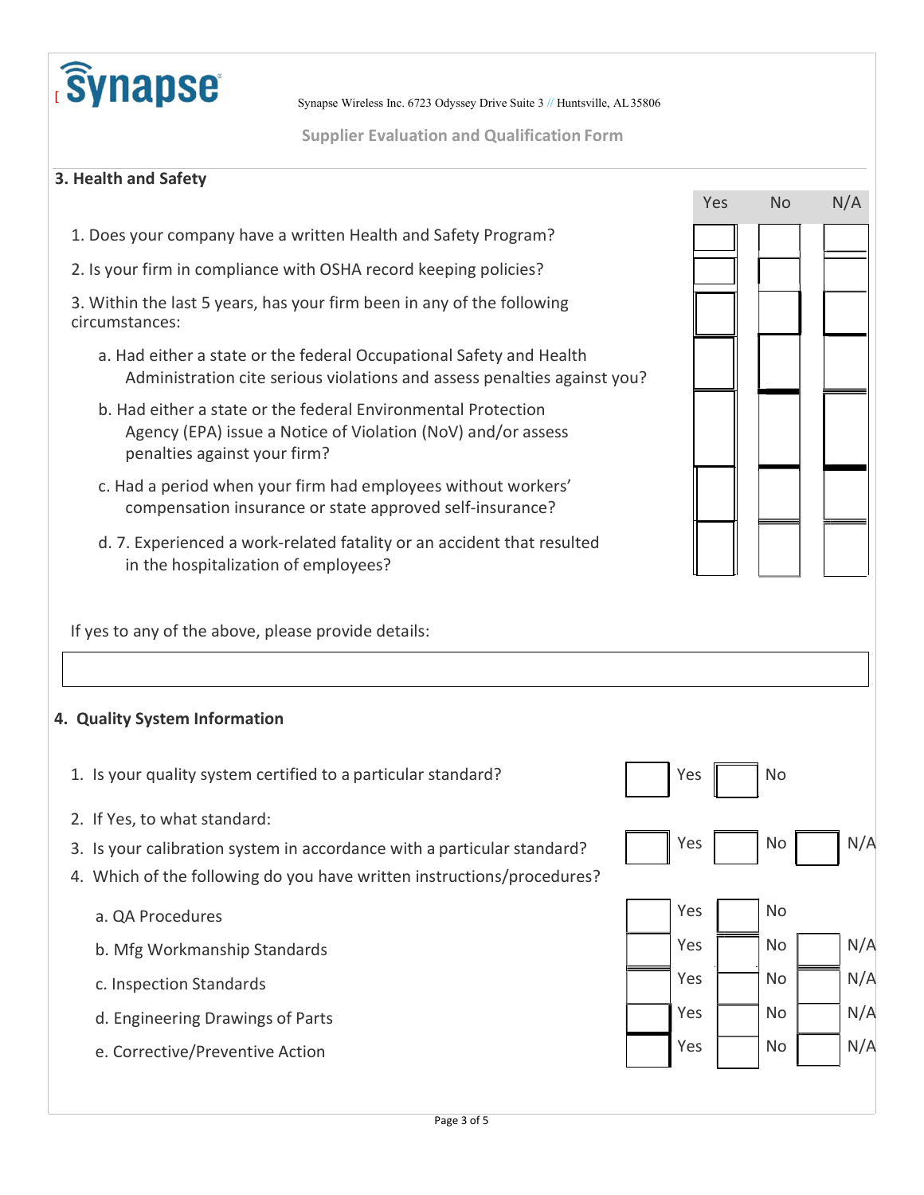Synapse Wireless Inc. 6723 Odyssey Drive Suite 3 // Huntsville, AL 35806

**Supplier Evaluation and Qualification Form**

## 3. Health and Safety

| | Yes | No | N/A |
|---|---|---|---|
| 1. Does your company have a written Health and Safety Program? | | | |
| 2. Is your firm in compliance with OSHA record keeping policies? | | | |
| 3. Within the last 5 years, has your firm been in any of the following circumstances: | | | |
| a. Had either a state or the federal Occupational Safety and Health Administration cite serious violations and assess penalties against you? | | | |
| b. Had either a state or the federal Environmental Protection Agency (EPA) issue a Notice of Violation (NoV) and/or assess penalties against your firm? | | | |
| c. Had a period when your firm had employees without workers' compensation insurance or state approved self-insurance? | | | |
| d. 7. Experienced a work-related fatality or an accident that resulted in the hospitalization of employees? | | | |

If yes to any of the above, please provide details:

## 4. Quality System Information

1. Is your quality system certified to a particular standard? ☐ Yes ☐ No
2. If Yes, to what standard:
3. Is your calibration system in accordance with a particular standard? ☐ Yes ☐ No ☐ N/A
4. Which of the following do you have written instructions/procedures?
   - a. QA Procedures ☐ Yes ☐ No
   - b. Mfg Workmanship Standards ☐ Yes ☐ No ☐ N/A
   - c. Inspection Standards ☐ Yes ☐ No ☐ N/A
   - d. Engineering Drawings of Parts ☐ Yes ☐ No ☐ N/A
   - e. Corrective/Preventive Action ☐ Yes ☐ No ☐ N/A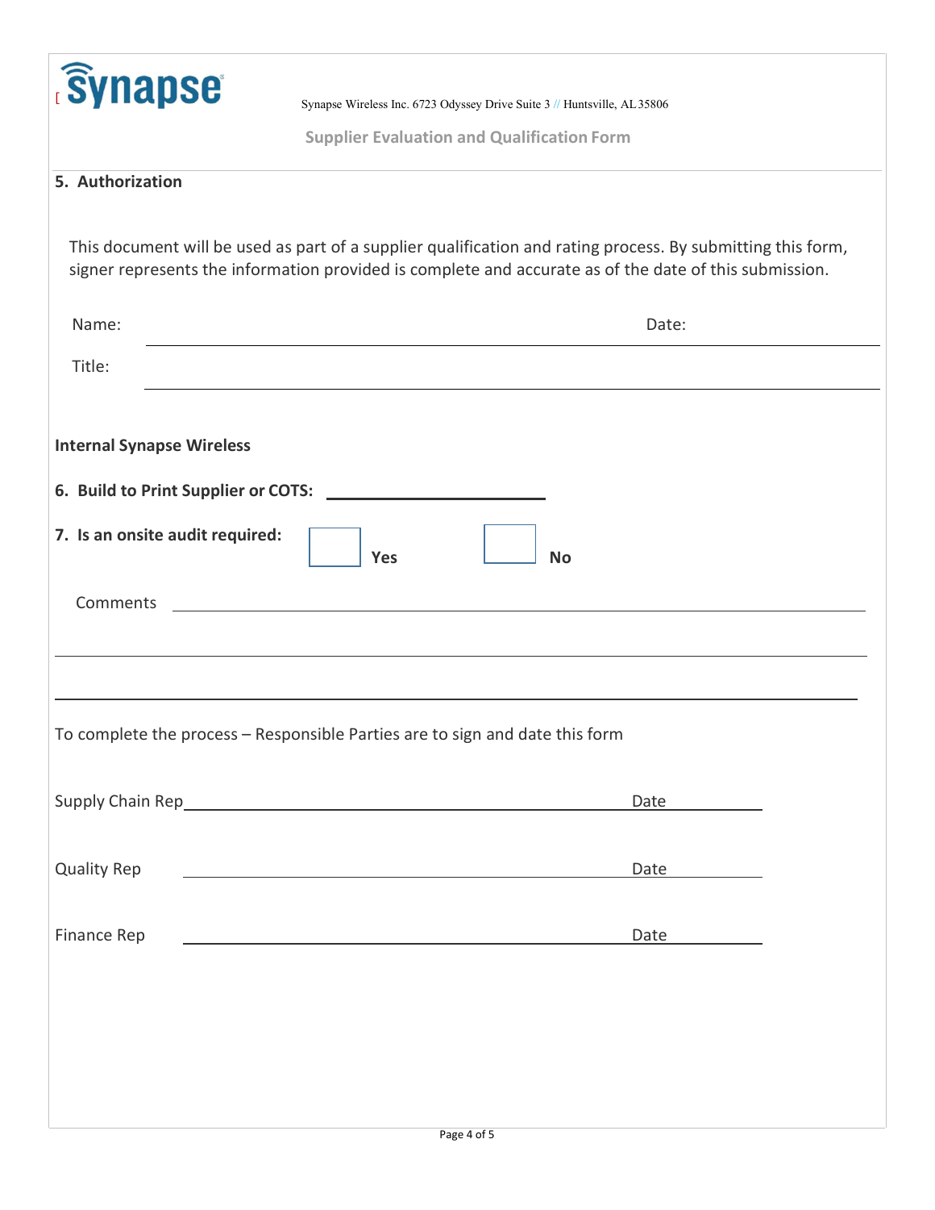Synapse Wireless Inc. 6723 Odyssey Drive Suite 3 // Huntsville, AL 35806

**Supplier Evaluation and Qualification Form**

## 5. Authorization

This document will be used as part of a supplier qualification and rating process. By submitting this form, signer represents the information provided is complete and accurate as of the date of this submission.

Name: ______________________________________________ Date: ______________

Title: ______________________________________________

**Internal Synapse Wireless**

**6. Build to Print Supplier or COTS:** ____________________

**7. Is an onsite audit required:** ☐ **Yes** ☐ **No**

Comments ______________________________________________

______________________________________________

______________________________________________

To complete the process – Responsible Parties are to sign and date this form

Supply Chain Rep ______________________________________________ Date ____________

Quality Rep ______________________________________________ Date ____________

Finance Rep ______________________________________________ Date ____________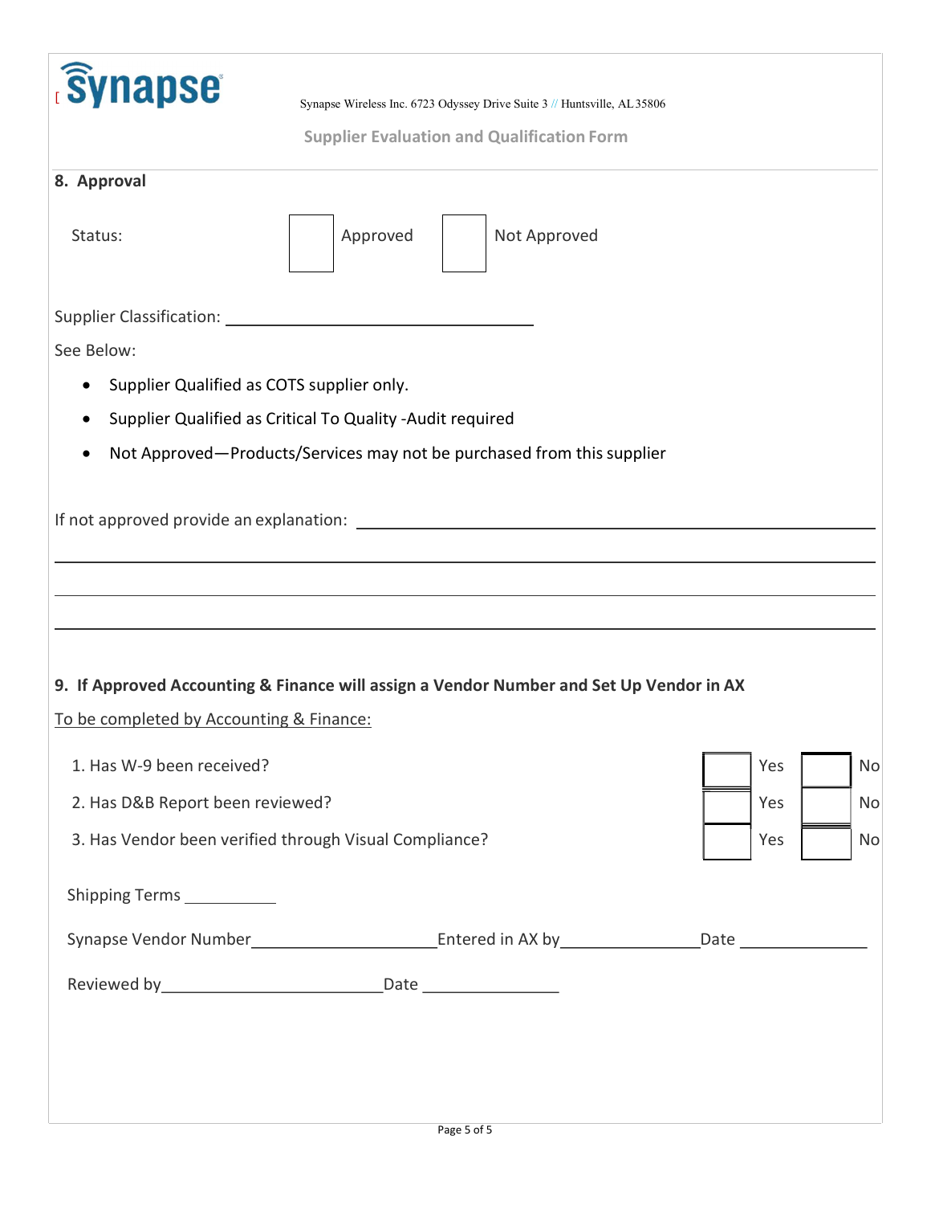Synapse Wireless Inc. 6723 Odyssey Drive Suite 3 // Huntsville, AL 35806

**Supplier Evaluation and Qualification Form**

## 8. Approval

Status: ☐ Approved ☐ Not Approved

Supplier Classification: ______________________________

See Below:

- Supplier Qualified as COTS supplier only.
- Supplier Qualified as Critical To Quality -Audit required
- Not Approved—Products/Services may not be purchased from this supplier

If not approved provide an explanation: ______________________________________________

______________________________________________________________________________

______________________________________________________________________________

______________________________________________________________________________

## 9. If Approved Accounting & Finance will assign a Vendor Number and Set Up Vendor in AX

To be completed by Accounting & Finance:

| | | |
|---|---|---|
| 1. Has W-9 been received? | ☐ Yes | ☐ No |
| 2. Has D&B Report been reviewed? | ☐ Yes | ☐ No |
| 3. Has Vendor been verified through Visual Compliance? | ☐ Yes | ☐ No |

Shipping Terms __________

Synapse Vendor Number____________________Entered in AX by______________Date _____________

Reviewed by_______________________Date ______________